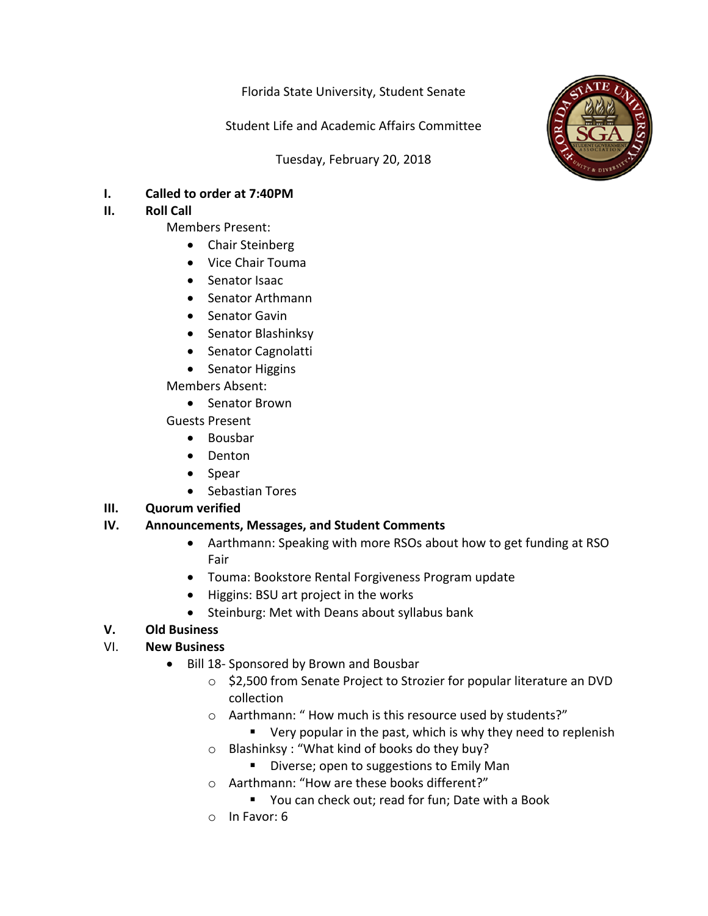Florida State University, Student Senate

Student Life and Academic Affairs Committee

Tuesday, February 20, 2018

I. **Called to order at 7:40PM**

II. **Roll Call**

Members Present:

- Chair Steinberg
- Vice Chair Touma
- Senator Isaac
- Senator Arthmann
- Senator Gavin
- Senator Blashinksy
- Senator Cagnolatti
- Senator Higgins

Members Absent:

- Senator Brown

Guests Present

- Bousbar
- Denton
- Spear
- Sebastian Tores

III. **Quorum verified**

IV. **Announcements, Messages, and Student Comments**

- Aarthmann: Speaking with more RSOs about how to get funding at RSO Fair
- Touma: Bookstore Rental Forgiveness Program update
- Higgins: BSU art project in the works
- Steinburg: Met with Deans about syllabus bank

V. **Old Business**

VI. **New Business**

- Bill 18- Sponsored by Brown and Bousbar
  - $2,500 from Senate Project to Strozier for popular literature an DVD collection
  - Aarthmann: " How much is this resource used by students?"
    - Very popular in the past, which is why they need to replenish
  - Blashinksy : "What kind of books do they buy?
    - Diverse; open to suggestions to Emily Man
  - Aarthmann: "How are these books different?"
    - You can check out; read for fun; Date with a Book
  - In Favor: 6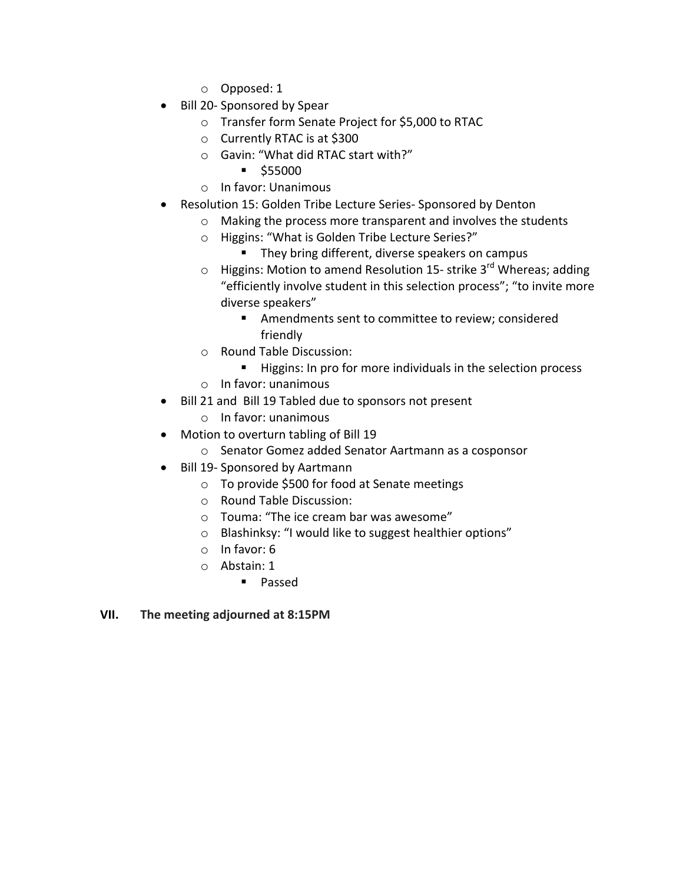- Opposed: 1
- Bill 20- Sponsored by Spear
  - Transfer form Senate Project for $5,000 to RTAC
  - Currently RTAC is at $300
  - Gavin: "What did RTAC start with?"
    - $55000
  - In favor: Unanimous
- Resolution 15: Golden Tribe Lecture Series- Sponsored by Denton
  - Making the process more transparent and involves the students
  - Higgins: "What is Golden Tribe Lecture Series?"
    - They bring different, diverse speakers on campus
  - Higgins: Motion to amend Resolution 15- strike 3rd Whereas; adding "efficiently involve student in this selection process"; "to invite more diverse speakers"
    - Amendments sent to committee to review; considered friendly
  - Round Table Discussion:
    - Higgins: In pro for more individuals in the selection process
  - In favor: unanimous
- Bill 21 and Bill 19 Tabled due to sponsors not present
  - In favor: unanimous
- Motion to overturn tabling of Bill 19
  - Senator Gomez added Senator Aartmann as a cosponsor
- Bill 19- Sponsored by Aartmann
  - To provide $500 for food at Senate meetings
  - Round Table Discussion:
  - Touma: "The ice cream bar was awesome"
  - Blashinksy: "I would like to suggest healthier options"
  - In favor: 6
  - Abstain: 1
    - Passed

**VII. The meeting adjourned at 8:15PM**